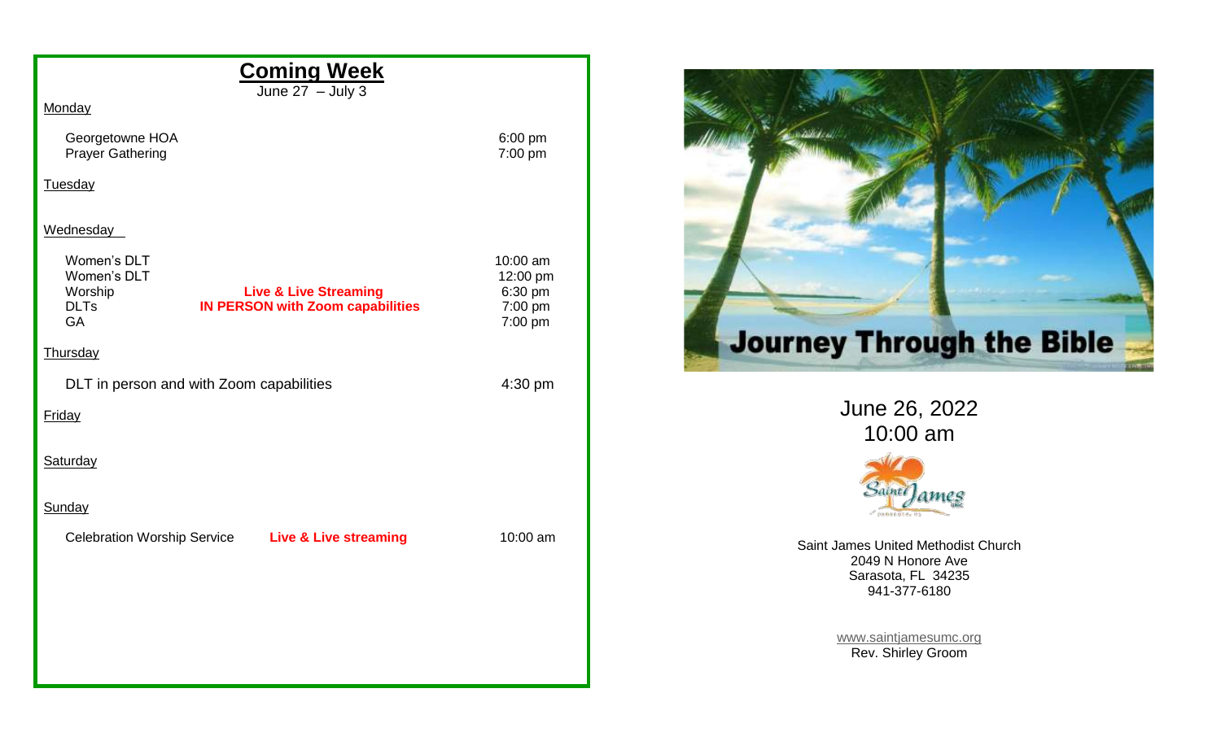## Coming Week

June 27 – July 3

Monday

| | | |
|---|---|---|
| Georgetowne HOA | | 6:00 pm |
| Prayer Gathering | | 7:00 pm |

Tuesday

Wednesday

| | | |
|---|---|---|
| Women's DLT | | 10:00 am |
| Women's DLT | | 12:00 pm |
| Worship | **Live & Live Streaming** | 6:30 pm |
| DLTs | **IN PERSON with Zoom capabilities** | 7:00 pm |
| GA | | 7:00 pm |

Thursday

| | |
|---|---|
| DLT in person and with Zoom capabilities | 4:30 pm |

Friday

Saturday

Sunday

| | | |
|---|---|---|
| Celebration Worship Service | **Live & Live streaming** | 10:00 am |

# Journey Through the Bible

June 26, 2022
10:00 am

Saint James United Methodist Church
2049 N Honore Ave
Sarasota, FL 34235
941-377-6180

www.saintjamesumc.org
Rev. Shirley Groom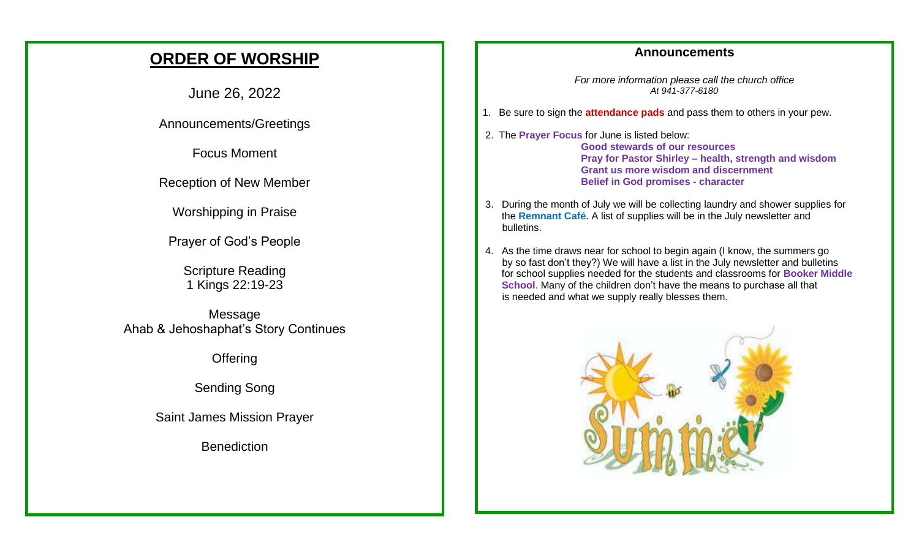# ORDER OF WORSHIP

June 26, 2022

Announcements/Greetings

Focus Moment

Reception of New Member

Worshipping in Praise

Prayer of God's People

Scripture Reading
1 Kings 22:19-23

Message
Ahab & Jehoshaphat's Story Continues

Offering

Sending Song

Saint James Mission Prayer

Benediction

## Announcements

*For more information please call the church office*
*At 941-377-6180*

1. Be sure to sign the **attendance pads** and pass them to others in your pew.
2. The **Prayer Focus** for June is listed below:
   - **Good stewards of our resources**
   - **Pray for Pastor Shirley – health, strength and wisdom**
   - **Grant us more wisdom and discernment**
   - **Belief in God promises - character**
3. During the month of July we will be collecting laundry and shower supplies for the **Remnant Café**. A list of supplies will be in the July newsletter and bulletins.
4. As the time draws near for school to begin again (I know, the summers go by so fast don't they?) We will have a list in the July newsletter and bulletins for school supplies needed for the students and classrooms for **Booker Middle School**. Many of the children don't have the means to purchase all that is needed and what we supply really blesses them.